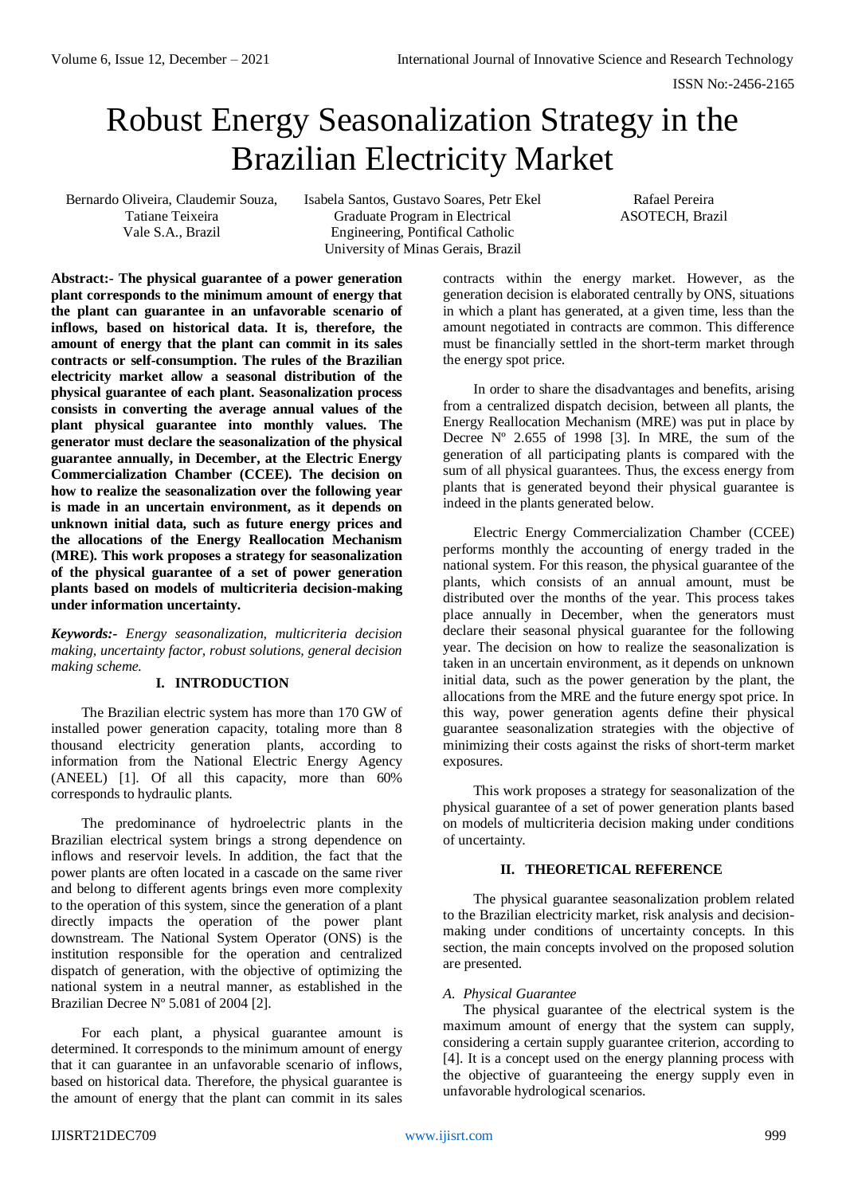# Robust Energy Seasonalization Strategy in the Brazilian Electricity Market

Bernardo Oliveira, Claudemir Souza, Tatiane Teixeira
Vale S.A., Brazil

Isabela Santos, Gustavo Soares, Petr Ekel
Graduate Program in Electrical Engineering, Pontifical Catholic University of Minas Gerais, Brazil

Rafael Pereira
ASOTECH, Brazil

**Abstract:- The physical guarantee of a power generation plant corresponds to the minimum amount of energy that the plant can guarantee in an unfavorable scenario of inflows, based on historical data. It is, therefore, the amount of energy that the plant can commit in its sales contracts or self-consumption. The rules of the Brazilian electricity market allow a seasonal distribution of the physical guarantee of each plant. Seasonalization process consists in converting the average annual values of the plant physical guarantee into monthly values. The generator must declare the seasonalization of the physical guarantee annually, in December, at the Electric Energy Commercialization Chamber (CCEE). The decision on how to realize the seasonalization over the following year is made in an uncertain environment, as it depends on unknown initial data, such as future energy prices and the allocations of the Energy Reallocation Mechanism (MRE). This work proposes a strategy for seasonalization of the physical guarantee of a set of power generation plants based on models of multicriteria decision-making under information uncertainty.**

***Keywords:-*** *Energy seasonalization, multicriteria decision making, uncertainty factor, robust solutions, general decision making scheme.*

## I. INTRODUCTION

The Brazilian electric system has more than 170 GW of installed power generation capacity, totaling more than 8 thousand electricity generation plants, according to information from the National Electric Energy Agency (ANEEL) [1]. Of all this capacity, more than 60% corresponds to hydraulic plants.

The predominance of hydroelectric plants in the Brazilian electrical system brings a strong dependence on inflows and reservoir levels. In addition, the fact that the power plants are often located in a cascade on the same river and belong to different agents brings even more complexity to the operation of this system, since the generation of a plant directly impacts the operation of the power plant downstream. The National System Operator (ONS) is the institution responsible for the operation and centralized dispatch of generation, with the objective of optimizing the national system in a neutral manner, as established in the Brazilian Decree Nº 5.081 of 2004 [2].

For each plant, a physical guarantee amount is determined. It corresponds to the minimum amount of energy that it can guarantee in an unfavorable scenario of inflows, based on historical data. Therefore, the physical guarantee is the amount of energy that the plant can commit in its sales contracts within the energy market. However, as the generation decision is elaborated centrally by ONS, situations in which a plant has generated, at a given time, less than the amount negotiated in contracts are common. This difference must be financially settled in the short-term market through the energy spot price.

In order to share the disadvantages and benefits, arising from a centralized dispatch decision, between all plants, the Energy Reallocation Mechanism (MRE) was put in place by Decree Nº 2.655 of 1998 [3]. In MRE, the sum of the generation of all participating plants is compared with the sum of all physical guarantees. Thus, the excess energy from plants that is generated beyond their physical guarantee is indeed in the plants generated below.

Electric Energy Commercialization Chamber (CCEE) performs monthly the accounting of energy traded in the national system. For this reason, the physical guarantee of the plants, which consists of an annual amount, must be distributed over the months of the year. This process takes place annually in December, when the generators must declare their seasonal physical guarantee for the following year. The decision on how to realize the seasonalization is taken in an uncertain environment, as it depends on unknown initial data, such as the power generation by the plant, the allocations from the MRE and the future energy spot price. In this way, power generation agents define their physical guarantee seasonalization strategies with the objective of minimizing their costs against the risks of short-term market exposures.

This work proposes a strategy for seasonalization of the physical guarantee of a set of power generation plants based on models of multicriteria decision making under conditions of uncertainty.

## II. THEORETICAL REFERENCE

The physical guarantee seasonalization problem related to the Brazilian electricity market, risk analysis and decision-making under conditions of uncertainty concepts. In this section, the main concepts involved on the proposed solution are presented.

### *A. Physical Guarantee*

The physical guarantee of the electrical system is the maximum amount of energy that the system can supply, considering a certain supply guarantee criterion, according to [4]. It is a concept used on the energy planning process with the objective of guaranteeing the energy supply even in unfavorable hydrological scenarios.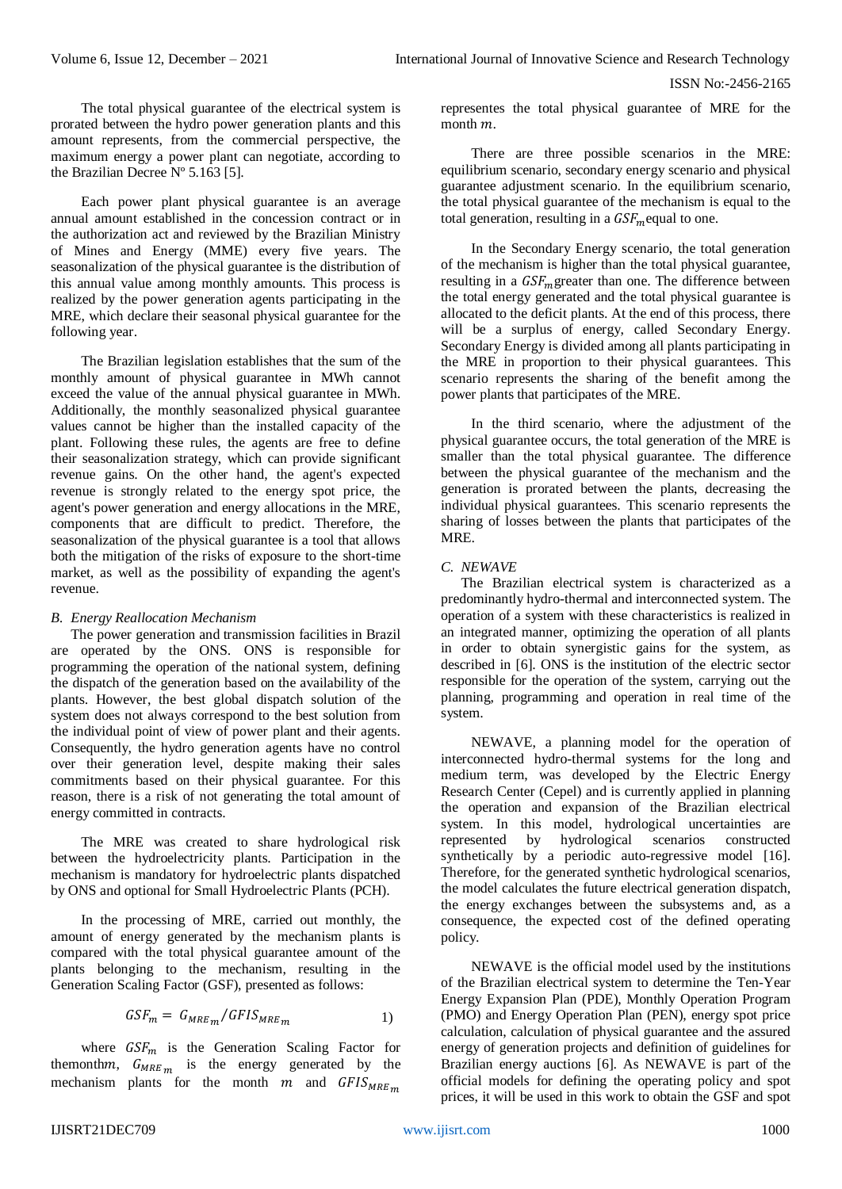The total physical guarantee of the electrical system is prorated between the hydro power generation plants and this amount represents, from the commercial perspective, the maximum energy a power plant can negotiate, according to the Brazilian Decree Nº 5.163 [5].

Each power plant physical guarantee is an average annual amount established in the concession contract or in the authorization act and reviewed by the Brazilian Ministry of Mines and Energy (MME) every five years. The seasonalization of the physical guarantee is the distribution of this annual value among monthly amounts. This process is realized by the power generation agents participating in the MRE, which declare their seasonal physical guarantee for the following year.

The Brazilian legislation establishes that the sum of the monthly amount of physical guarantee in MWh cannot exceed the value of the annual physical guarantee in MWh. Additionally, the monthly seasonalized physical guarantee values cannot be higher than the installed capacity of the plant. Following these rules, the agents are free to define their seasonalization strategy, which can provide significant revenue gains. On the other hand, the agent's expected revenue is strongly related to the energy spot price, the agent's power generation and energy allocations in the MRE, components that are difficult to predict. Therefore, the seasonalization of the physical guarantee is a tool that allows both the mitigation of the risks of exposure to the short-time market, as well as the possibility of expanding the agent's revenue.

### *B. Energy Reallocation Mechanism*

The power generation and transmission facilities in Brazil are operated by the ONS. ONS is responsible for programming the operation of the national system, defining the dispatch of the generation based on the availability of the plants. However, the best global dispatch solution of the system does not always correspond to the best solution from the individual point of view of power plant and their agents. Consequently, the hydro generation agents have no control over their generation level, despite making their sales commitments based on their physical guarantee. For this reason, there is a risk of not generating the total amount of energy committed in contracts.

The MRE was created to share hydrological risk between the hydroelectricity plants. Participation in the mechanism is mandatory for hydroelectric plants dispatched by ONS and optional for Small Hydroelectric Plants (PCH).

In the processing of MRE, carried out monthly, the amount of energy generated by the mechanism plants is compared with the total physical guarantee amount of the plants belonging to the mechanism, resulting in the Generation Scaling Factor (GSF), presented as follows:

$$GSF_m = G_{MRE_m} / GFIS_{MRE_m} \quad 1)$$

where $GSF_m$ is the Generation Scaling Factor for the month $m$, $G_{MRE_m}$ is the energy generated by the mechanism plants for the month $m$ and $GFIS_{MRE_m}$ representes the total physical guarantee of MRE for the month $m$.

There are three possible scenarios in the MRE: equilibrium scenario, secondary energy scenario and physical guarantee adjustment scenario. In the equilibrium scenario, the total physical guarantee of the mechanism is equal to the total generation, resulting in a $GSF_m$ equal to one.

In the Secondary Energy scenario, the total generation of the mechanism is higher than the total physical guarantee, resulting in a $GSF_m$ greater than one. The difference between the total energy generated and the total physical guarantee is allocated to the deficit plants. At the end of this process, there will be a surplus of energy, called Secondary Energy. Secondary Energy is divided among all plants participating in the MRE in proportion to their physical guarantees. This scenario represents the sharing of the benefit among the power plants that participates of the MRE.

In the third scenario, where the adjustment of the physical guarantee occurs, the total generation of the MRE is smaller than the total physical guarantee. The difference between the physical guarantee of the mechanism and the generation is prorated between the plants, decreasing the individual physical guarantees. This scenario represents the sharing of losses between the plants that participates of the MRE.

### *C. NEWAVE*

The Brazilian electrical system is characterized as a predominantly hydro-thermal and interconnected system. The operation of a system with these characteristics is realized in an integrated manner, optimizing the operation of all plants in order to obtain synergistic gains for the system, as described in [6]. ONS is the institution of the electric sector responsible for the operation of the system, carrying out the planning, programming and operation in real time of the system.

NEWAVE, a planning model for the operation of interconnected hydro-thermal systems for the long and medium term, was developed by the Electric Energy Research Center (Cepel) and is currently applied in planning the operation and expansion of the Brazilian electrical system. In this model, hydrological uncertainties are represented by hydrological scenarios constructed synthetically by a periodic auto-regressive model [16]. Therefore, for the generated synthetic hydrological scenarios, the model calculates the future electrical generation dispatch, the energy exchanges between the subsystems and, as a consequence, the expected cost of the defined operating policy.

NEWAVE is the official model used by the institutions of the Brazilian electrical system to determine the Ten-Year Energy Expansion Plan (PDE), Monthly Operation Program (PMO) and Energy Operation Plan (PEN), energy spot price calculation, calculation of physical guarantee and the assured energy of generation projects and definition of guidelines for Brazilian energy auctions [6]. As NEWAVE is part of the official models for defining the operating policy and spot prices, it will be used in this work to obtain the GSF and spot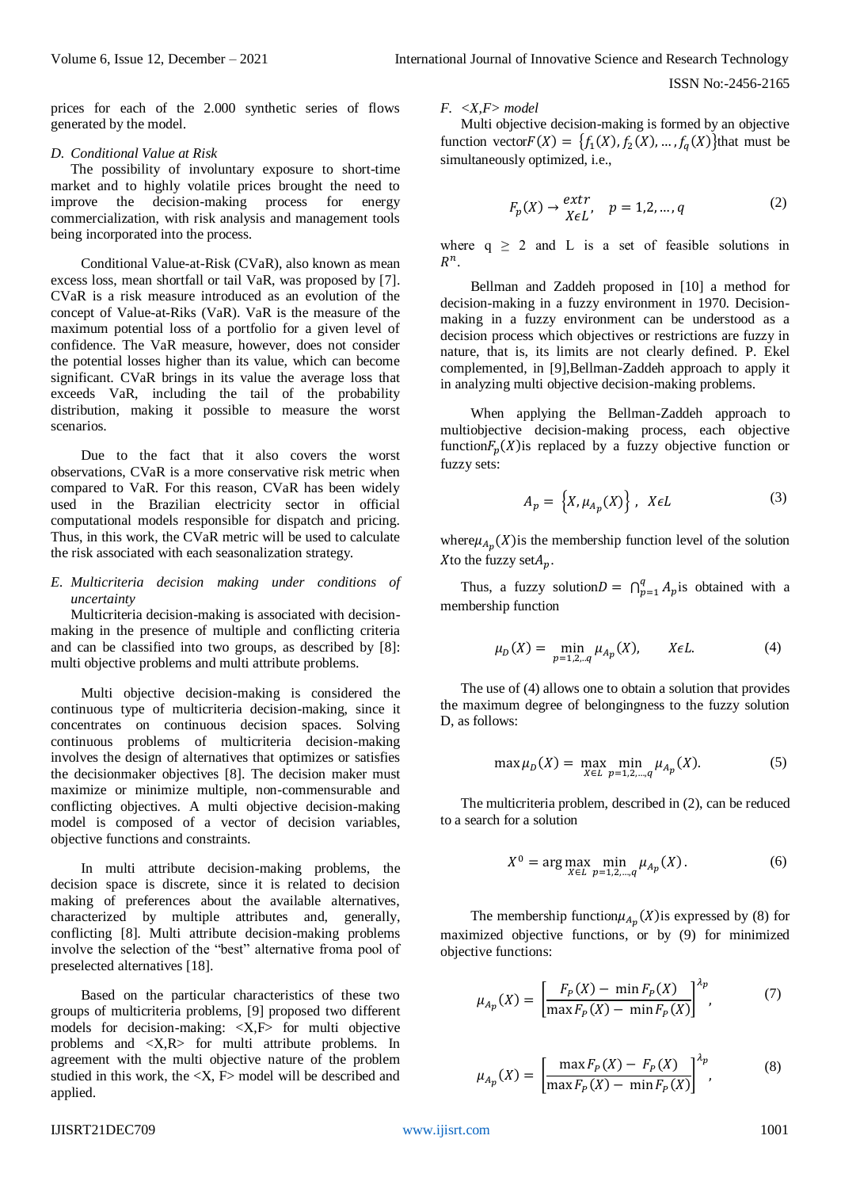prices for each of the 2.000 synthetic series of flows generated by the model.

### D. Conditional Value at Risk

The possibility of involuntary exposure to short-time market and to highly volatile prices brought the need to improve the decision-making process for energy commercialization, with risk analysis and management tools being incorporated into the process.

Conditional Value-at-Risk (CVaR), also known as mean excess loss, mean shortfall or tail VaR, was proposed by [7]. CVaR is a risk measure introduced as an evolution of the concept of Value-at-Riks (VaR). VaR is the measure of the maximum potential loss of a portfolio for a given level of confidence. The VaR measure, however, does not consider the potential losses higher than its value, which can become significant. CVaR brings in its value the average loss that exceeds VaR, including the tail of the probability distribution, making it possible to measure the worst scenarios.

Due to the fact that it also covers the worst observations, CVaR is a more conservative risk metric when compared to VaR. For this reason, CVaR has been widely used in the Brazilian electricity sector in official computational models responsible for dispatch and pricing. Thus, in this work, the CVaR metric will be used to calculate the risk associated with each seasonalization strategy.

### E. Multicriteria decision making under conditions of uncertainty

Multicriteria decision-making is associated with decision-making in the presence of multiple and conflicting criteria and can be classified into two groups, as described by [8]: multi objective problems and multi attribute problems.

Multi objective decision-making is considered the continuous type of multicriteria decision-making, since it concentrates on continuous decision spaces. Solving continuous problems of multicriteria decision-making involves the design of alternatives that optimizes or satisfies the decisionmaker objectives [8]. The decision maker must maximize or minimize multiple, non-commensurable and conflicting objectives. A multi objective decision-making model is composed of a vector of decision variables, objective functions and constraints.

In multi attribute decision-making problems, the decision space is discrete, since it is related to decision making of preferences about the available alternatives, characterized by multiple attributes and, generally, conflicting [8]. Multi attribute decision-making problems involve the selection of the "best" alternative froma pool of preselected alternatives [18].

Based on the particular characteristics of these two groups of multicriteria problems, [9] proposed two different models for decision-making: <X,F> for multi objective problems and <X,R> for multi attribute problems. In agreement with the multi objective nature of the problem studied in this work, the <X, F> model will be described and applied.

### F. <X,F> model

Multi objective decision-making is formed by an objective function vector $F(X) = \{f_1(X), f_2(X), \dots, f_q(X)\}$ that must be simultaneously optimized, i.e.,

$$F_p(X) \rightarrow \underset{X \epsilon L}{extr}, \quad p = 1,2,\dots,q \tag{2}$$

where $q \geq 2$ and L is a set of feasible solutions in $R^n$.

Bellman and Zaddeh proposed in [10] a method for decision-making in a fuzzy environment in 1970. Decision-making in a fuzzy environment can be understood as a decision process which objectives or restrictions are fuzzy in nature, that is, its limits are not clearly defined. P. Ekel complemented, in [9],Bellman-Zaddeh approach to apply it in analyzing multi objective decision-making problems.

When applying the Bellman-Zaddeh approach to multiobjective decision-making process, each objective function $F_p(X)$ is replaced by a fuzzy objective function or fuzzy sets:

$$A_p = \left\{X, \mu_{A_p}(X)\right\}, \quad X \epsilon L \tag{3}$$

where $\mu_{A_p}(X)$ is the membership function level of the solution $X$ to the fuzzy set $A_p$.

Thus, a fuzzy solution $D = \bigcap_{p=1}^{q} A_p$ is obtained with a membership function

$$\mu_D(X) = \min_{p=1,2,..q} \mu_{A_p}(X), \qquad X \epsilon L. \tag{4}$$

The use of (4) allows one to obtain a solution that provides the maximum degree of belongingness to the fuzzy solution D, as follows:

$$\max \mu_D(X) = \max_{X \epsilon L} \min_{p=1,2,\dots,q} \mu_{A_p}(X). \tag{5}$$

The multicriteria problem, described in (2), can be reduced to a search for a solution

$$X^0 = \arg \max_{X \epsilon L} \min_{p=1,2,\dots,q} \mu_{A_p}(X). \tag{6}$$

The membership function $\mu_{A_p}(X)$ is expressed by (8) for maximized objective functions, or by (9) for minimized objective functions:

$$\mu_{A_p}(X) = \left[\frac{F_P(X) - \min F_P(X)}{\max F_P(X) - \min F_P(X)}\right]^{\lambda_p}, \tag{7}$$

$$\mu_{A_p}(X) = \left[\frac{\max F_P(X) - F_P(X)}{\max F_P(X) - \min F_P(X)}\right]^{\lambda_p}, \tag{8}$$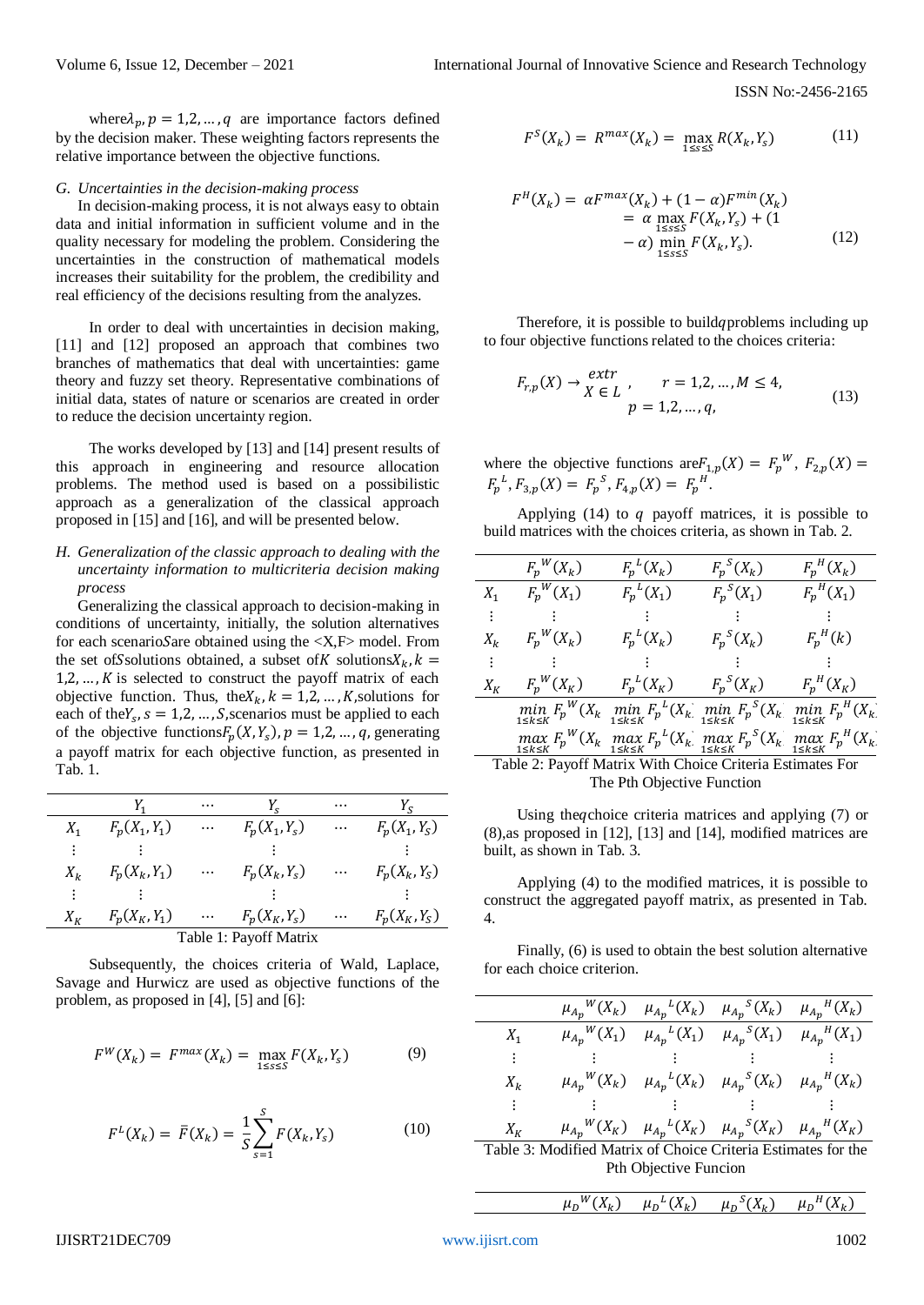where $\lambda_p, p = 1,2, \ldots, q$ are importance factors defined by the decision maker. These weighting factors represents the relative importance between the objective functions.

### G. Uncertainties in the decision-making process

In decision-making process, it is not always easy to obtain data and initial information in sufficient volume and in the quality necessary for modeling the problem. Considering the uncertainties in the construction of mathematical models increases their suitability for the problem, the credibility and real efficiency of the decisions resulting from the analyzes.

In order to deal with uncertainties in decision making, [11] and [12] proposed an approach that combines two branches of mathematics that deal with uncertainties: game theory and fuzzy set theory. Representative combinations of initial data, states of nature or scenarios are created in order to reduce the decision uncertainty region.

The works developed by [13] and [14] present results of this approach in engineering and resource allocation problems. The method used is based on a possibilistic approach as a generalization of the classical approach proposed in [15] and [16], and will be presented below.

### H. Generalization of the classic approach to dealing with the uncertainty information to multicriteria decision making process

Generalizing the classical approach to decision-making in conditions of uncertainty, initially, the solution alternatives for each scenario $S$ are obtained using the <X,F> model. From the set of $S$ solutions obtained, a subset of $K$ solutions $X_k, k = 1,2, \ldots, K$ is selected to construct the payoff matrix of each objective function. Thus, the $X_k, k = 1,2, \ldots, K$, solutions for each of the $Y_s, s = 1,2, \ldots, S$, scenarios must be applied to each of the objective functions $F_p(X, Y_s), p = 1,2, \ldots, q$, generating a payoff matrix for each objective function, as presented in Tab. 1.

|  | $Y_1$ | $\cdots$ | $Y_s$ | $\cdots$ | $Y_S$ |
|---|---|---|---|---|---|
| $X_1$ | $F_p(X_1, Y_1)$ | $\cdots$ | $F_p(X_1, Y_s)$ | $\cdots$ | $F_p(X_1, Y_S)$ |
| $\vdots$ | $\vdots$ |  | $\vdots$ |  | $\vdots$ |
| $X_k$ | $F_p(X_k, Y_1)$ | $\cdots$ | $F_p(X_k, Y_s)$ | $\cdots$ | $F_p(X_k, Y_S)$ |
| $\vdots$ | $\vdots$ |  | $\vdots$ |  | $\vdots$ |
| $X_K$ | $F_p(X_K, Y_1)$ | $\cdots$ | $F_p(X_K, Y_s)$ | $\cdots$ | $F_p(X_K, Y_S)$ |

Table 1: Payoff Matrix

Subsequently, the choices criteria of Wald, Laplace, Savage and Hurwicz are used as objective functions of the problem, as proposed in [4], [5] and [6]:

$$F^W(X_k) = F^{max}(X_k) = \max_{1 \le s \le S} F(X_k, Y_s) \tag{9}$$

$$F^L(X_k) = \bar{F}(X_k) = \frac{1}{S} \sum_{s=1}^{S} F(X_k, Y_s) \tag{10}$$

$$F^S(X_k) = R^{max}(X_k) = \max_{1 \le s \le S} R(X_k, Y_s) \tag{11}$$

$$F^H(X_k) = \alpha F^{max}(X_k) + (1 - \alpha) F^{min}(X_k) = \alpha \max_{1 \le s \le S} F(X_k, Y_s) + (1 - \alpha) \min_{1 \le s \le S} F(X_k, Y_s). \tag{12}$$

Therefore, it is possible to build $q$ problems including up to four objective functions related to the choices criteria:

$$F_{r,p}(X) \rightarrow \underset{X \in L}{extr}, \quad r = 1,2, \ldots, M \le 4, \quad p = 1,2, \ldots, q, \tag{13}$$

where the objective functions are $F_{1,p}(X) = F_p{}^W$, $F_{2,p}(X) = F_p{}^L$, $F_{3,p}(X) = F_p{}^S$, $F_{4,p}(X) = F_p{}^H$.

Applying (14) to $q$ payoff matrices, it is possible to build matrices with the choices criteria, as shown in Tab. 2.

|  | $F_p{}^W(X_k)$ | $F_p{}^L(X_k)$ | $F_p{}^S(X_k)$ | $F_p{}^H(X_k)$ |
|---|---|---|---|---|
| $X_1$ | $F_p{}^W(X_1)$ | $F_p{}^L(X_1)$ | $F_p{}^S(X_1)$ | $F_p{}^H(X_1)$ |
| $\vdots$ | $\vdots$ | $\vdots$ | $\vdots$ | $\vdots$ |
| $X_k$ | $F_p{}^W(X_k)$ | $F_p{}^L(X_k)$ | $F_p{}^S(X_k)$ | $F_p{}^H(k)$ |
| $\vdots$ | $\vdots$ | $\vdots$ | $\vdots$ | $\vdots$ |
| $X_K$ | $F_p{}^W(X_K)$ | $F_p{}^L(X_K)$ | $F_p{}^S(X_K)$ | $F_p{}^H(X_K)$ |
|  | $\min_{1 \le k \le K} F_p{}^W(X_k)$ | $\min_{1 \le k \le K} F_p{}^L(X_k)$ | $\min_{1 \le k \le K} F_p{}^S(X_k)$ | $\min_{1 \le k \le K} F_p{}^H(X_k)$ |
|  | $\max_{1 \le k \le K} F_p{}^W(X_k)$ | $\max_{1 \le k \le K} F_p{}^L(X_k)$ | $\max_{1 \le k \le K} F_p{}^S(X_k)$ | $\max_{1 \le k \le K} F_p{}^H(X_k)$ |

Table 2: Payoff Matrix With Choice Criteria Estimates For The Pth Objective Function

Using the $q$ choice criteria matrices and applying (7) or (8), as proposed in [12], [13] and [14], modified matrices are built, as shown in Tab. 3.

Applying (4) to the modified matrices, it is possible to construct the aggregated payoff matrix, as presented in Tab. 4.

Finally, (6) is used to obtain the best solution alternative for each choice criterion.

|  | $\mu_{A_p}{}^W(X_k)$ | $\mu_{A_p}{}^L(X_k)$ | $\mu_{A_p}{}^S(X_k)$ | $\mu_{A_p}{}^H(X_k)$ |
|---|---|---|---|---|
| $X_1$ | $\mu_{A_p}{}^W(X_1)$ | $\mu_{A_p}{}^L(X_1)$ | $\mu_{A_p}{}^S(X_1)$ | $\mu_{A_p}{}^H(X_1)$ |
| $\vdots$ | $\vdots$ | $\vdots$ | $\vdots$ | $\vdots$ |
| $X_k$ | $\mu_{A_p}{}^W(X_k)$ | $\mu_{A_p}{}^L(X_k)$ | $\mu_{A_p}{}^S(X_k)$ | $\mu_{A_p}{}^H(X_k)$ |
| $\vdots$ | $\vdots$ | $\vdots$ | $\vdots$ | $\vdots$ |
| $X_K$ | $\mu_{A_p}{}^W(X_K)$ | $\mu_{A_p}{}^L(X_K)$ | $\mu_{A_p}{}^S(X_K)$ | $\mu_{A_p}{}^H(X_K)$ |

Table 3: Modified Matrix of Choice Criteria Estimates for the Pth Objective Funcion

|  | $\mu_D{}^W(X_k)$ | $\mu_D{}^L(X_k)$ | $\mu_D{}^S(X_k)$ | $\mu_D{}^H(X_k)$ |
|---|---|---|---|---|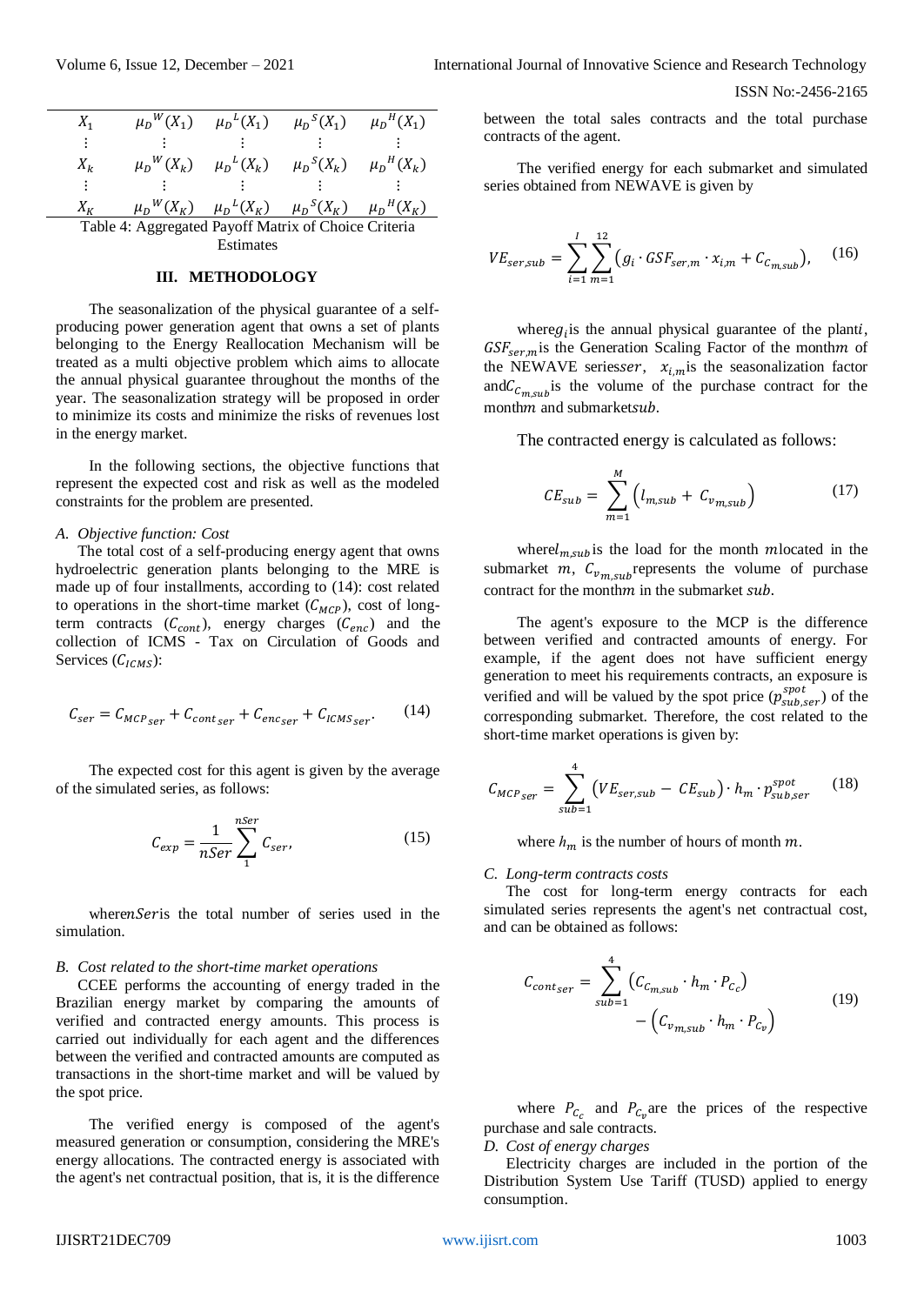| | | | | |
|---|---|---|---|---|
| $X_1$ | ${\mu_D}^W(X_1)$ | ${\mu_D}^L(X_1)$ | ${\mu_D}^S(X_1)$ | ${\mu_D}^H(X_1)$ |
| ⋮ | ⋮ | ⋮ | ⋮ | ⋮ |
| $X_k$ | ${\mu_D}^W(X_k)$ | ${\mu_D}^L(X_k)$ | ${\mu_D}^S(X_k)$ | ${\mu_D}^H(X_k)$ |
| ⋮ | ⋮ | ⋮ | ⋮ | ⋮ |
| $X_K$ | ${\mu_D}^W(X_K)$ | ${\mu_D}^L(X_K)$ | ${\mu_D}^S(X_K)$ | ${\mu_D}^H(X_K)$ |

Table 4: Aggregated Payoff Matrix of Choice Criteria Estimates

## III. METHODOLOGY

The seasonalization of the physical guarantee of a self-producing power generation agent that owns a set of plants belonging to the Energy Reallocation Mechanism will be treated as a multi objective problem which aims to allocate the annual physical guarantee throughout the months of the year. The seasonalization strategy will be proposed in order to minimize its costs and minimize the risks of revenues lost in the energy market.

In the following sections, the objective functions that represent the expected cost and risk as well as the modeled constraints for the problem are presented.

### *A. Objective function: Cost*

The total cost of a self-producing energy agent that owns hydroelectric generation plants belonging to the MRE is made up of four installments, according to (14): cost related to operations in the short-time market ($C_{MCP}$), cost of long-term contracts ($C_{cont}$), energy charges ($C_{enc}$) and the collection of ICMS - Tax on Circulation of Goods and Services ($C_{ICMS}$):

$$C_{ser} = C_{MCP_{ser}} + C_{cont_{ser}} + C_{enc_{ser}} + C_{ICMS_{ser}}. \tag{14}$$

The expected cost for this agent is given by the average of the simulated series, as follows:

$$C_{exp} = \frac{1}{nSer}\sum_{1}^{nSer} C_{ser}, \tag{15}$$

where $nSer$ is the total number of series used in the simulation.

### *B. Cost related to the short-time market operations*

CCEE performs the accounting of energy traded in the Brazilian energy market by comparing the amounts of verified and contracted energy amounts. This process is carried out individually for each agent and the differences between the verified and contracted amounts are computed as transactions in the short-time market and will be valued by the spot price.

The verified energy is composed of the agent's measured generation or consumption, considering the MRE's energy allocations. The contracted energy is associated with the agent's net contractual position, that is, it is the difference between the total sales contracts and the total purchase contracts of the agent.

The verified energy for each submarket and simulated series obtained from NEWAVE is given by

$$VE_{ser,sub} = \sum_{i=1}^{I}\sum_{m=1}^{12}\left(g_i \cdot GSF_{ser,m} \cdot x_{i,m} + C_{c_{m,sub}}\right), \tag{16}$$

where $g_i$ is the annual physical guarantee of the plant $i$, $GSF_{ser,m}$ is the Generation Scaling Factor of the month $m$ of the NEWAVE series $ser$, $x_{i,m}$ is the seasonalization factor and $C_{c_{m,sub}}$ is the volume of the purchase contract for the month $m$ and submarket $sub$.

The contracted energy is calculated as follows:

$$CE_{sub} = \sum_{m=1}^{M}\left(l_{m,sub} + C_{v_{m,sub}}\right) \tag{17}$$

where $l_{m,sub}$ is the load for the month $m$ located in the submarket $m$, $C_{v_{m,sub}}$ represents the volume of purchase contract for the month $m$ in the submarket $sub$.

The agent's exposure to the MCP is the difference between verified and contracted amounts of energy. For example, if the agent does not have sufficient energy generation to meet his requirements contracts, an exposure is verified and will be valued by the spot price ($p_{sub,ser}^{spot}$) of the corresponding submarket. Therefore, the cost related to the short-time market operations is given by:

$$C_{MCP_{ser}} = \sum_{sub=1}^{4}\left(VE_{ser,sub} - CE_{sub}\right) \cdot h_m \cdot p_{sub,ser}^{spot} \tag{18}$$

where $h_m$ is the number of hours of month $m$.

### *C. Long-term contracts costs*

The cost for long-term energy contracts for each simulated series represents the agent's net contractual cost, and can be obtained as follows:

$$C_{cont_{ser}} = \sum_{sub=1}^{4}\left(C_{c_{m,sub}} \cdot h_m \cdot P_{C_c}\right) - \left(C_{v_{m,sub}} \cdot h_m \cdot P_{C_v}\right) \tag{19}$$

where $P_{C_c}$ and $P_{C_v}$ are the prices of the respective purchase and sale contracts.

### *D. Cost of energy charges*

Electricity charges are included in the portion of the Distribution System Use Tariff (TUSD) applied to energy consumption.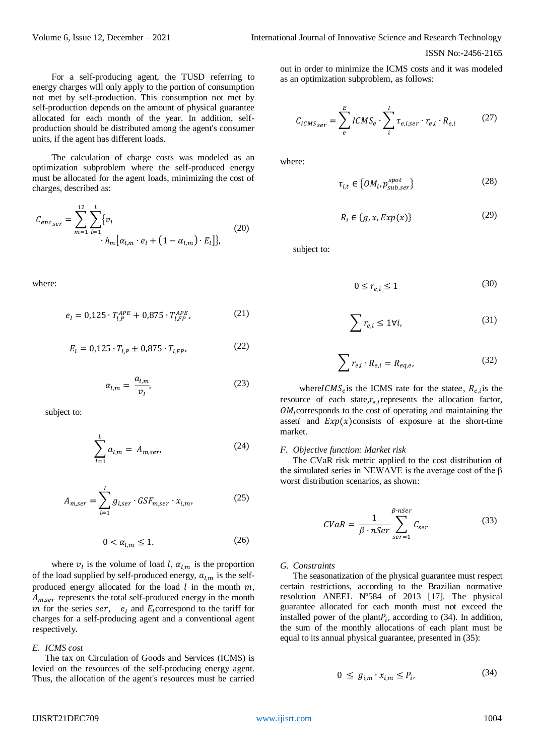For a self-producing agent, the TUSD referring to energy charges will only apply to the portion of consumption not met by self-production. This consumption not met by self-production depends on the amount of physical guarantee allocated for each month of the year. In addition, self-production should be distributed among the agent's consumer units, if the agent has different loads.

The calculation of charge costs was modeled as an optimization subproblem where the self-produced energy must be allocated for the agent loads, minimizing the cost of charges, described as:

$$C_{enc_{ser}} = \sum_{m=1}^{12} \sum_{l=1}^{L} \{ v_l \cdot h_m [\alpha_{l,m} \cdot e_l + (1 - \alpha_{l,m}) \cdot E_l] \}, \tag{20}$$

where:

$$e_l = 0{,}125 \cdot T_{l,P}^{APE} + 0{,}875 \cdot T_{l,FP}^{APE}, \tag{21}$$

$$E_l = 0{,}125 \cdot T_{l,P} + 0{,}875 \cdot T_{l,FP}, \tag{22}$$

$$\alpha_{l,m} = \frac{a_{l,m}}{v_l}, \tag{23}$$

subject to:

$$\sum_{l=1}^{L} a_{l,m} = A_{m,ser}, \tag{24}$$

$$A_{m,ser} = \sum_{i=1}^{I} g_{i,ser} \cdot GSF_{m,ser} \cdot x_{i,m}, \tag{25}$$

$$0 < \alpha_{l,m} \leq 1. \tag{26}$$

where $v_l$ is the volume of load $l$, $\alpha_{l,m}$ is the proportion of the load supplied by self-produced energy, $a_{l,m}$ is the self-produced energy allocated for the load $l$ in the month $m$, $A_{m,ser}$ represents the total self-produced energy in the month $m$ for the series $ser$, $e_l$ and $E_l$ correspond to the tariff for charges for a self-producing agent and a conventional agent respectively.

### E. ICMS cost

The tax on Circulation of Goods and Services (ICMS) is levied on the resources of the self-producing energy agent. Thus, the allocation of the agent's resources must be carried out in order to minimize the ICMS costs and it was modeled as an optimization subproblem, as follows:

$$C_{ICMS_{ser}} = \sum_{e}^{E} ICMS_e \cdot \sum_{i}^{I} \tau_{e,i,ser} \cdot r_{e,i} \cdot R_{e,i} \tag{27}$$

where:

$$\tau_{i,t} \in \{ OM_i, p_{sub,ser}^{spot} \} \tag{28}$$

$$R_i \in \{ g, x, Exp(x) \} \tag{29}$$

subject to:

$$0 \leq r_{e,i} \leq 1 \tag{30}$$

$$\sum r_{e,i} \leq 1 \forall i, \tag{31}$$

$$\sum r_{e,i} \cdot R_{e,i} = R_{eq,e}, \tag{32}$$

where $ICMS_e$ is the ICMS rate for the state $e$, $R_{e,i}$ is the resource of each state, $r_{e,i}$ represents the allocation factor, $OM_i$ corresponds to the cost of operating and maintaining the asset $i$ and $Exp(x)$ consists of exposure at the short-time market.

### F. Objective function: Market risk

The CVaR risk metric applied to the cost distribution of the simulated series in NEWAVE is the average cost of the β worst distribution scenarios, as shown:

$$CVaR = \frac{1}{\beta \cdot nSer} \sum_{ser=1}^{\beta \cdot nSer} C_{ser} \tag{33}$$

### G. Constraints

The seasonatization of the physical guarantee must respect certain restrictions, according to the Brazilian normative resolution ANEEL Nº584 of 2013 [17]. The physical guarantee allocated for each month must not exceed the installed power of the plant $P_i$, according to (34). In addition, the sum of the monthly allocations of each plant must be equal to its annual physical guarantee, presented in (35):

$$0 \leq g_{i,m} \cdot x_{i,m} \leq P_i, \tag{34}$$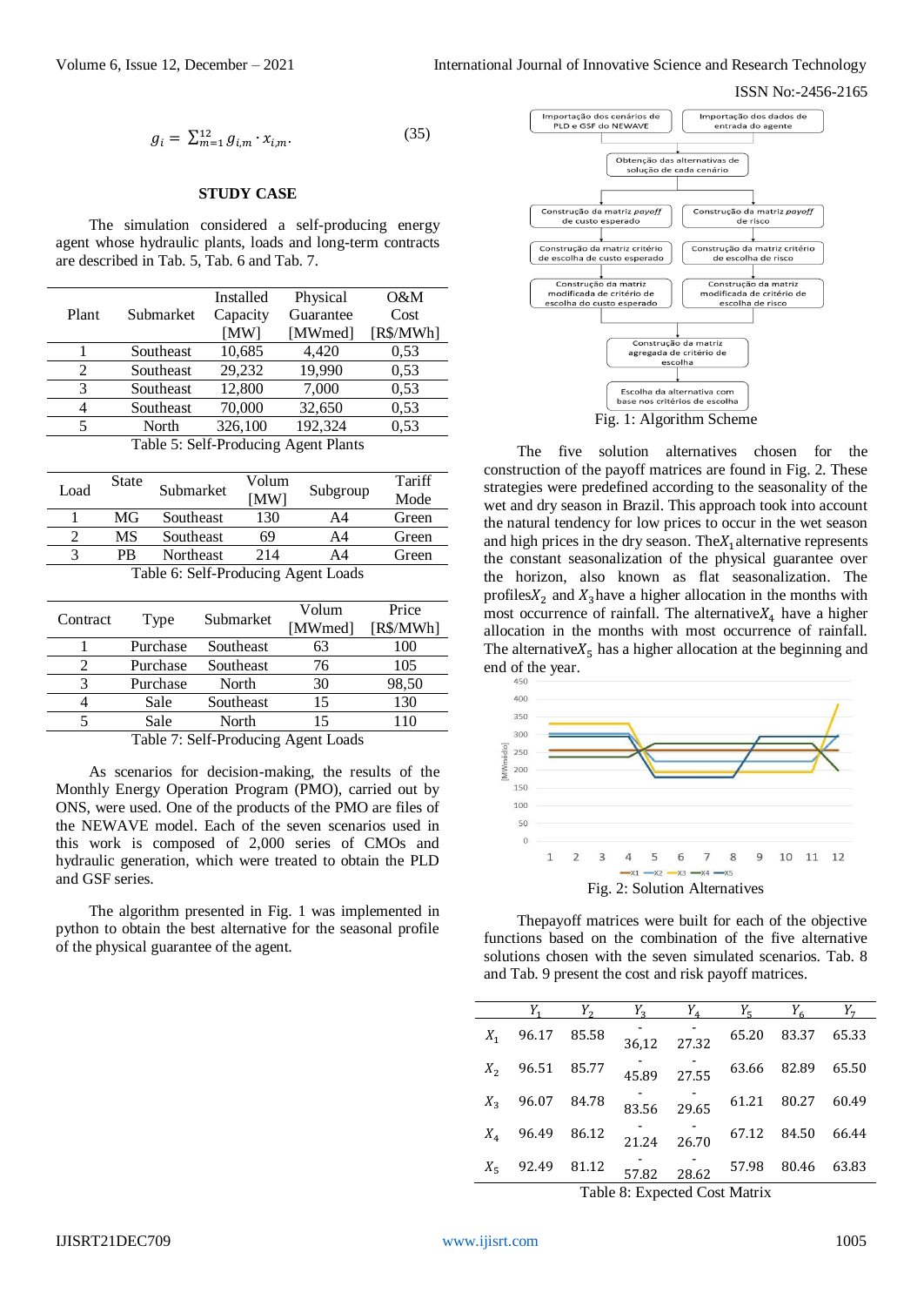$$g_i = \sum_{m=1}^{12} g_{i,m} \cdot x_{i,m}. \quad (35)$$

## STUDY CASE

The simulation considered a self-producing energy agent whose hydraulic plants, loads and long-term contracts are described in Tab. 5, Tab. 6 and Tab. 7.

| Plant | Submarket | Installed Capacity [MW] | Physical Guarantee [MWmed] | O&M Cost [R$/MWh] |
|---|---|---|---|---|
| 1 | Southeast | 10,685 | 4,420 | 0,53 |
| 2 | Southeast | 29,232 | 19,990 | 0,53 |
| 3 | Southeast | 12,800 | 7,000 | 0,53 |
| 4 | Southeast | 70,000 | 32,650 | 0,53 |
| 5 | North | 326,100 | 192,324 | 0,53 |

Table 5: Self-Producing Agent Plants

| Load | State | Submarket | Volum [MW] | Subgroup | Tariff Mode |
|---|---|---|---|---|---|
| 1 | MG | Southeast | 130 | A4 | Green |
| 2 | MS | Southeast | 69 | A4 | Green |
| 3 | PB | Northeast | 214 | A4 | Green |

Table 6: Self-Producing Agent Loads

| Contract | Type | Submarket | Volum [MWmed] | Price [R$/MWh] |
|---|---|---|---|---|
| 1 | Purchase | Southeast | 63 | 100 |
| 2 | Purchase | Southeast | 76 | 105 |
| 3 | Purchase | North | 30 | 98,50 |
| 4 | Sale | Southeast | 15 | 130 |
| 5 | Sale | North | 15 | 110 |

Table 7: Self-Producing Agent Loads

As scenarios for decision-making, the results of the Monthly Energy Operation Program (PMO), carried out by ONS, were used. One of the products of the PMO are files of the NEWAVE model. Each of the seven scenarios used in this work is composed of 2,000 series of CMOs and hydraulic generation, which were treated to obtain the PLD and GSF series.

The algorithm presented in Fig. 1 was implemented in python to obtain the best alternative for the seasonal profile of the physical guarantee of the agent.

Fig. 1: Algorithm Scheme

The five solution alternatives chosen for the construction of the payoff matrices are found in Fig. 2. These strategies were predefined according to the seasonality of the wet and dry season in Brazil. This approach took into account the natural tendency for low prices to occur in the wet season and high prices in the dry season. The $X_1$ alternative represents the constant seasonalization of the physical guarantee over the horizon, also known as flat seasonalization. The profiles $X_2$ and $X_3$ have a higher allocation in the months with most occurrence of rainfall. The alternative $X_4$ have a higher allocation in the months with most occurrence of rainfall. The alternative $X_5$ has a higher allocation at the beginning and end of the year.

Fig. 2: Solution Alternatives

The payoff matrices were built for each of the objective functions based on the combination of the five alternative solutions chosen with the seven simulated scenarios. Tab. 8 and Tab. 9 present the cost and risk payoff matrices.

| | $Y_1$ | $Y_2$ | $Y_3$ | $Y_4$ | $Y_5$ | $Y_6$ | $Y_7$ |
|---|---|---|---|---|---|---|---|
| $X_1$ | 96.17 | 85.58 | -36,12 | -27.32 | 65.20 | 83.37 | 65.33 |
| $X_2$ | 96.51 | 85.77 | -45.89 | -27.55 | 63.66 | 82.89 | 65.50 |
| $X_3$ | 96.07 | 84.78 | -83.56 | -29.65 | 61.21 | 80.27 | 60.49 |
| $X_4$ | 96.49 | 86.12 | -21.24 | -26.70 | 67.12 | 84.50 | 66.44 |
| $X_5$ | 92.49 | 81.12 | -57.82 | -28.62 | 57.98 | 80.46 | 63.83 |

Table 8: Expected Cost Matrix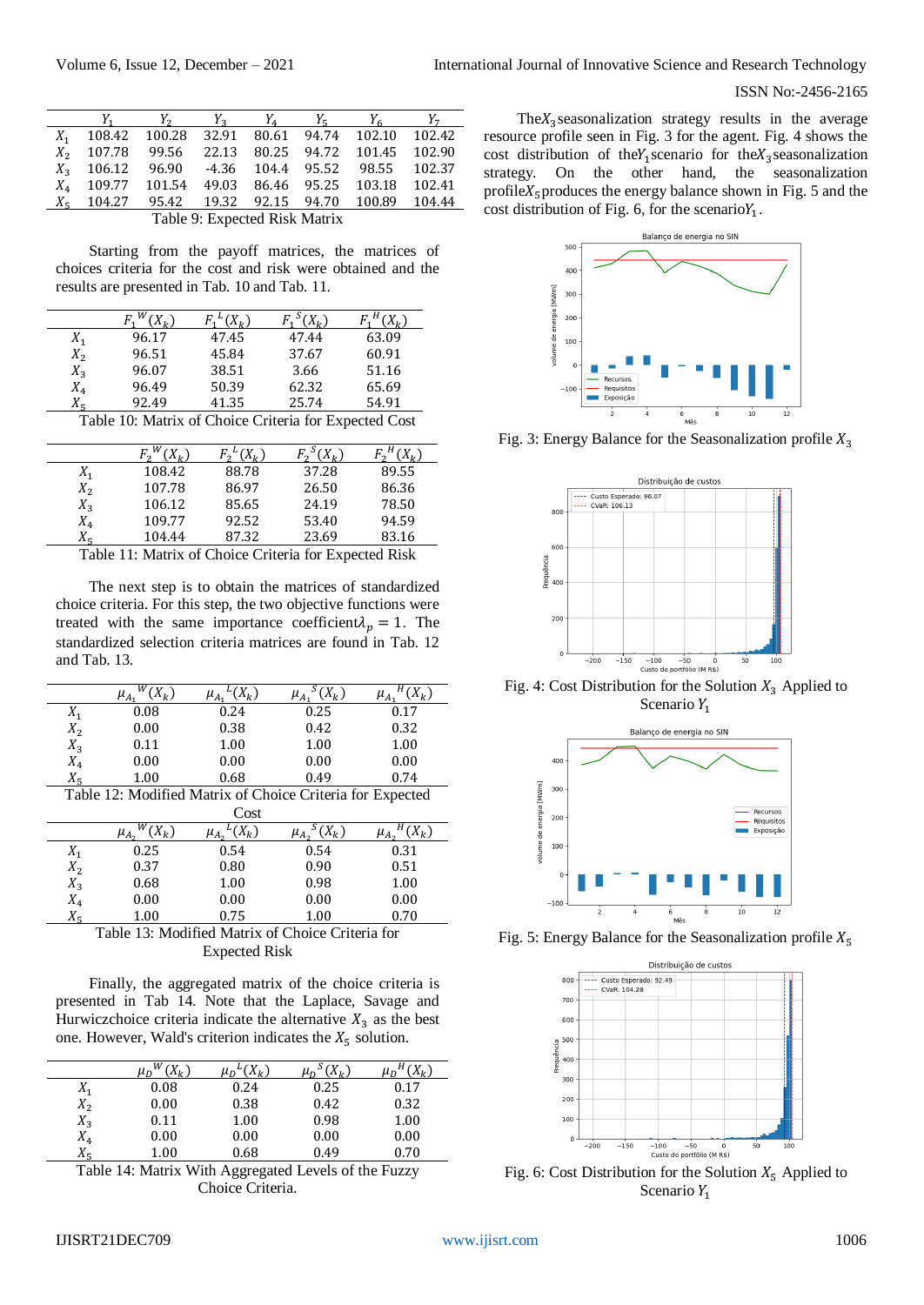|  | $Y_1$ | $Y_2$ | $Y_3$ | $Y_4$ | $Y_5$ | $Y_6$ | $Y_7$ |
|---|---|---|---|---|---|---|---|
| $X_1$ | 108.42 | 100.28 | 32.91 | 80.61 | 94.74 | 102.10 | 102.42 |
| $X_2$ | 107.78 | 99.56 | 22.13 | 80.25 | 94.72 | 101.45 | 102.90 |
| $X_3$ | 106.12 | 96.90 | -4.36 | 104.4 | 95.52 | 98.55 | 102.37 |
| $X_4$ | 109.77 | 101.54 | 49.03 | 86.46 | 95.25 | 103.18 | 102.41 |
| $X_5$ | 104.27 | 95.42 | 19.32 | 92.15 | 94.70 | 100.89 | 104.44 |

Table 9: Expected Risk Matrix

Starting from the payoff matrices, the matrices of choices criteria for the cost and risk were obtained and the results are presented in Tab. 10 and Tab. 11.

|  | $F_1^{\ W}(X_k)$ | $F_1^{\ L}(X_k)$ | $F_1^{\ S}(X_k)$ | $F_1^{\ H}(X_k)$ |
|---|---|---|---|---|
| $X_1$ | 96.17 | 47.45 | 47.44 | 63.09 |
| $X_2$ | 96.51 | 45.84 | 37.67 | 60.91 |
| $X_3$ | 96.07 | 38.51 | 3.66 | 51.16 |
| $X_4$ | 96.49 | 50.39 | 62.32 | 65.69 |
| $X_5$ | 92.49 | 41.35 | 25.74 | 54.91 |

Table 10: Matrix of Choice Criteria for Expected Cost

|  | $F_2^{\ W}(X_k)$ | $F_2^{\ L}(X_k)$ | $F_2^{\ S}(X_k)$ | $F_2^{\ H}(X_k)$ |
|---|---|---|---|---|
| $X_1$ | 108.42 | 88.78 | 37.28 | 89.55 |
| $X_2$ | 107.78 | 86.97 | 26.50 | 86.36 |
| $X_3$ | 106.12 | 85.65 | 24.19 | 78.50 |
| $X_4$ | 109.77 | 92.52 | 53.40 | 94.59 |
| $X_5$ | 104.44 | 87.32 | 23.69 | 83.16 |

Table 11: Matrix of Choice Criteria for Expected Risk

The next step is to obtain the matrices of standardized choice criteria. For this step, the two objective functions were treated with the same importance coefficient $\lambda_p = 1$. The standardized selection criteria matrices are found in Tab. 12 and Tab. 13.

|  | $\mu_{A_1}^{\ W}(X_k)$ | $\mu_{A_1}^{\ L}(X_k)$ | $\mu_{A_1}^{\ S}(X_k)$ | $\mu_{A_1}^{\ H}(X_k)$ |
|---|---|---|---|---|
| $X_1$ | 0.08 | 0.24 | 0.25 | 0.17 |
| $X_2$ | 0.00 | 0.38 | 0.42 | 0.32 |
| $X_3$ | 0.11 | 1.00 | 1.00 | 1.00 |
| $X_4$ | 0.00 | 0.00 | 0.00 | 0.00 |
| $X_5$ | 1.00 | 0.68 | 0.49 | 0.74 |

Table 12: Modified Matrix of Choice Criteria for Expected Cost

|  | $\mu_{A_2}^{\ W}(X_k)$ | $\mu_{A_2}^{\ L}(X_k)$ | $\mu_{A_2}^{\ S}(X_k)$ | $\mu_{A_2}^{\ H}(X_k)$ |
|---|---|---|---|---|
| $X_1$ | 0.25 | 0.54 | 0.54 | 0.31 |
| $X_2$ | 0.37 | 0.80 | 0.90 | 0.51 |
| $X_3$ | 0.68 | 1.00 | 0.98 | 1.00 |
| $X_4$ | 0.00 | 0.00 | 0.00 | 0.00 |
| $X_5$ | 1.00 | 0.75 | 1.00 | 0.70 |

Table 13: Modified Matrix of Choice Criteria for Expected Risk

Finally, the aggregated matrix of the choice criteria is presented in Tab 14. Note that the Laplace, Savage and Hurwicz choice criteria indicate the alternative $X_3$ as the best one. However, Wald's criterion indicates the $X_5$ solution.

|  | $\mu_D^{\ W}(X_k)$ | $\mu_D^{\ L}(X_k)$ | $\mu_D^{\ S}(X_k)$ | $\mu_D^{\ H}(X_k)$ |
|---|---|---|---|---|
| $X_1$ | 0.08 | 0.24 | 0.25 | 0.17 |
| $X_2$ | 0.00 | 0.38 | 0.42 | 0.32 |
| $X_3$ | 0.11 | 1.00 | 0.98 | 1.00 |
| $X_4$ | 0.00 | 0.00 | 0.00 | 0.00 |
| $X_5$ | 1.00 | 0.68 | 0.49 | 0.70 |

Table 14: Matrix With Aggregated Levels of the Fuzzy Choice Criteria.

The $X_3$ seasonalization strategy results in the average resource profile seen in Fig. 3 for the agent. Fig. 4 shows the cost distribution of the $Y_1$ scenario for the $X_3$ seasonalization strategy. On the other hand, the seasonalization profile $X_5$ produces the energy balance shown in Fig. 5 and the cost distribution of Fig. 6, for the scenario $Y_1$.

Fig. 3: Energy Balance for the Seasonalization profile $X_3$

Fig. 4: Cost Distribution for the Solution $X_3$ Applied to Scenario $Y_1$

Fig. 5: Energy Balance for the Seasonalization profile $X_5$

Fig. 6: Cost Distribution for the Solution $X_5$ Applied to Scenario $Y_1$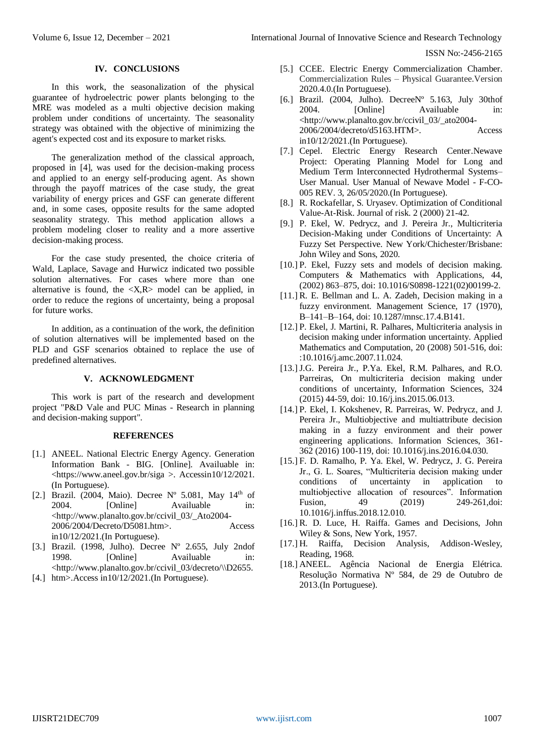## IV. CONCLUSIONS

In this work, the seasonalization of the physical guarantee of hydroelectric power plants belonging to the MRE was modeled as a multi objective decision making problem under conditions of uncertainty. The seasonality strategy was obtained with the objective of minimizing the agent's expected cost and its exposure to market risks.

The generalization method of the classical approach, proposed in [4], was used for the decision-making process and applied to an energy self-producing agent. As shown through the payoff matrices of the case study, the great variability of energy prices and GSF can generate different and, in some cases, opposite results for the same adopted seasonality strategy. This method application allows a problem modeling closer to reality and a more assertive decision-making process.

For the case study presented, the choice criteria of Wald, Laplace, Savage and Hurwicz indicated two possible solution alternatives. For cases where more than one alternative is found, the <X,R> model can be applied, in order to reduce the regions of uncertainty, being a proposal for future works.

In addition, as a continuation of the work, the definition of solution alternatives will be implemented based on the PLD and GSF scenarios obtained to replace the use of predefined alternatives.

## V. ACKNOWLEDGMENT

This work is part of the research and development project "P&D Vale and PUC Minas - Research in planning and decision-making support".

## REFERENCES

[1.] ANEEL. National Electric Energy Agency. Generation Information Bank - BIG. [Online]. Availuable in: <https://www.aneel.gov.br/siga >. Accessin10/12/2021. (In Portuguese).

[2.] Brazil. (2004, Maio). Decree Nº 5.081, May 14th of 2004. [Online] Availuable in: <http://www.planalto.gov.br/ccivil_03/_Ato2004-2006/2004/Decreto/D5081.htm>. Access in10/12/2021.(In Portuguese).

[3.] Brazil. (1998, Julho). Decree Nº 2.655, July 2ndof 1998. [Online] Availuable in: <http://www.planalto.gov.br/ccivil_03/decreto/\\D2655.

[4.] htm>.Access in10/12/2021.(In Portuguese).

[5.] CCEE. Electric Energy Commercialization Chamber. Commercialization Rules – Physical Guarantee.Version 2020.4.0.(In Portuguese).

[6.] Brazil. (2004, Julho). DecreeNº 5.163, July 30thof 2004. [Online] Availuable in: <http://www.planalto.gov.br/ccivil_03/_ato2004-2006/2004/decreto/d5163.HTM>. Access in10/12/2021.(In Portuguese).

[7.] Cepel. Electric Energy Research Center.Newave Project: Operating Planning Model for Long and Medium Term Interconnected Hydrothermal Systems– User Manual. User Manual of Newave Model - F-CO-005 REV. 3, 26/05/2020.(In Portuguese).

[8.] R. Rockafellar, S. Uryasev. Optimization of Conditional Value-At-Risk. Journal of risk. 2 (2000) 21-42.

[9.] P. Ekel, W. Pedrycz, and J. Pereira Jr., Multicriteria Decision-Making under Conditions of Uncertainty: A Fuzzy Set Perspective. New York/Chichester/Brisbane: John Wiley and Sons, 2020.

[10.] P. Ekel, Fuzzy sets and models of decision making. Computers & Mathematics with Applications, 44, (2002) 863–875, doi: 10.1016/S0898-1221(02)00199-2.

[11.] R. E. Bellman and L. A. Zadeh, Decision making in a fuzzy environment. Management Science, 17 (1970), B–141–B–164, doi: 10.1287/mnsc.17.4.B141.

[12.] P. Ekel, J. Martini, R. Palhares, Multicriteria analysis in decision making under information uncertainty. Applied Mathematics and Computation, 20 (2008) 501-516, doi: :10.1016/j.amc.2007.11.024.

[13.] J.G. Pereira Jr., P.Ya. Ekel, R.M. Palhares, and R.O. Parreiras, On multicriteria decision making under conditions of uncertainty, Information Sciences, 324 (2015) 44-59, doi: 10.16/j.ins.2015.06.013.

[14.] P. Ekel, I. Kokshenev, R. Parreiras, W. Pedrycz, and J. Pereira Jr., Multiobjective and multiattribute decision making in a fuzzy environment and their power engineering applications. Information Sciences, 361-362 (2016) 100-119, doi: 10.1016/j.ins.2016.04.030.

[15.] F. D. Ramalho, P. Ya. Ekel, W. Pedrycz, J. G. Pereira Jr., G. L. Soares, "Multicriteria decision making under conditions of uncertainty in application to multiobjective allocation of resources". Information Fusion, 49 (2019) 249-261,doi: 10.1016/j.inffus.2018.12.010.

[16.] R. D. Luce, H. Raiffa. Games and Decisions, John Wiley & Sons, New York, 1957.

[17.] H. Raiffa, Decision Analysis, Addison-Wesley, Reading, 1968.

[18.] ANEEL. Agência Nacional de Energia Elétrica. Resolução Normativa Nº 584, de 29 de Outubro de 2013.(In Portuguese).